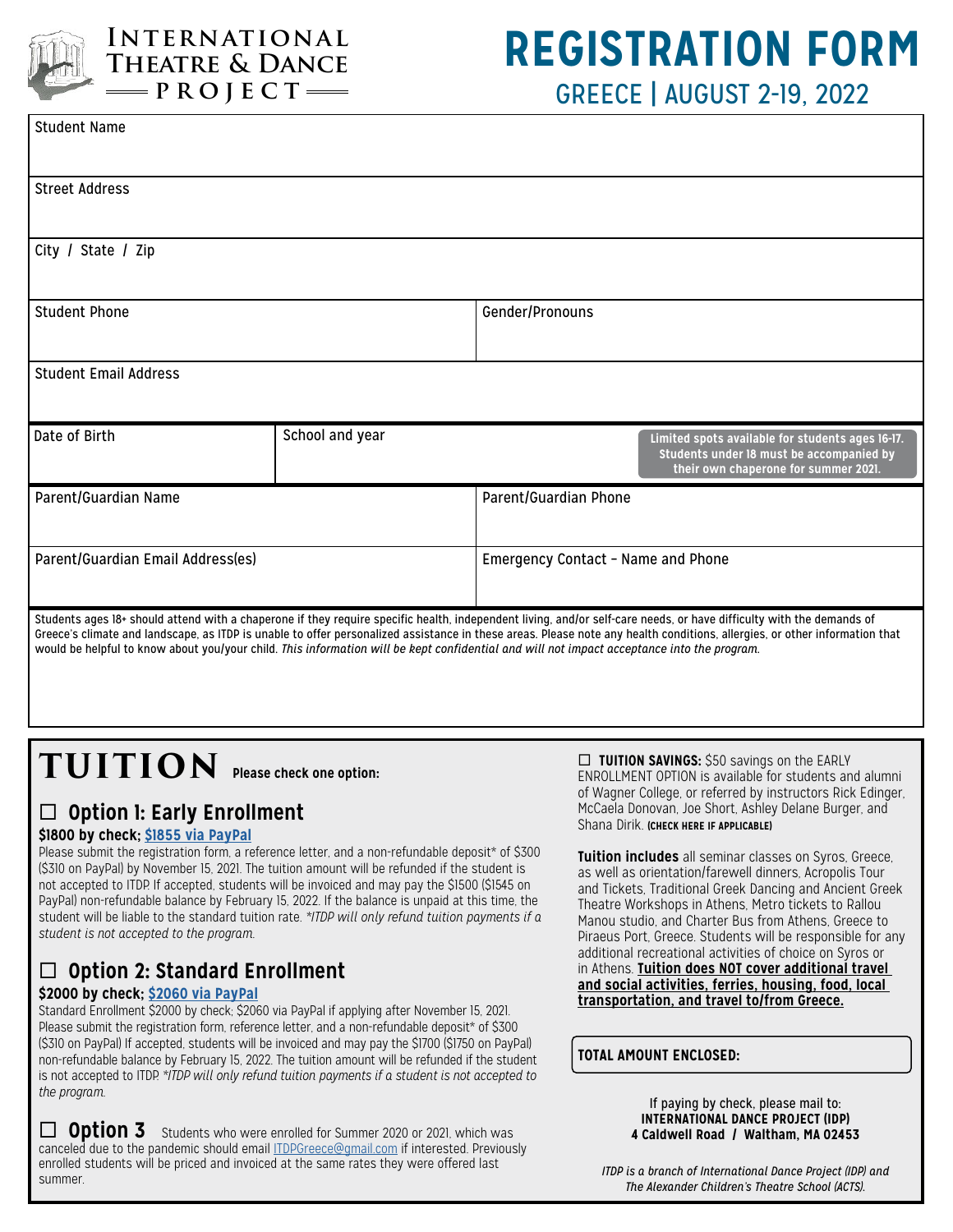# INTERNATIONAL THEATRE & DANCE PROJECT

# REGISTRATION FORM

## GREECE | AUGUST 2-19, 2022

| Student Name | | |
|---|---|---|
| Street Address | | |
| City / State / Zip | | |
| Student Phone | | Gender/Pronouns |
| Student Email Address | | |
| Date of Birth | School and year | **Limited spots available for students ages 16-17. Students under 18 must be accompanied by their own chaperone for summer 2021.** |
| Parent/Guardian Name | | Parent/Guardian Phone |
| Parent/Guardian Email Address(es) | | Emergency Contact – Name and Phone |

Students ages 18+ should attend with a chaperone if they require specific health, independent living, and/or self-care needs, or have difficulty with the demands of Greece's climate and landscape, as ITDP is unable to offer personalized assistance in these areas. Please note any health conditions, allergies, or other information that would be helpful to know about you/your child. *This information will be kept confidential and will not impact acceptance into the program.*

# TUITION

**Please check one option:**

### ☐ Option 1: Early Enrollment

**$1800 by check; [$1855 via PayPal]**

Please submit the registration form, a reference letter, and a non-refundable deposit* of $300 ($310 on PayPal) by November 15, 2021. The tuition amount will be refunded if the student is not accepted to ITDP. If accepted, students will be invoiced and may pay the $1500 ($1545 on PayPal) non-refundable balance by February 15, 2022. If the balance is unpaid at this time, the student will be liable to the standard tuition rate. *\*ITDP will only refund tuition payments if a student is not accepted to the program.*

### ☐ Option 2: Standard Enrollment

**$2000 by check; [$2060 via PayPal]**

Standard Enrollment $2000 by check; $2060 via PayPal if applying after November 15, 2021. Please submit the registration form, reference letter, and a non-refundable deposit* of $300 ($310 on PayPal) If accepted, students will be invoiced and may pay the $1700 ($1750 on PayPal) non-refundable balance by February 15, 2022. The tuition amount will be refunded if the student is not accepted to ITDP. *\*ITDP will only refund tuition payments if a student is not accepted to the program.*

### ☐ Option 3

Students who were enrolled for Summer 2020 or 2021, which was canceled due to the pandemic should email ITDPGreece@gmail.com if interested. Previously enrolled students will be priced and invoiced at the same rates they were offered last summer.

☐ **TUITION SAVINGS:** $50 savings on the EARLY ENROLLMENT OPTION is available for students and alumni of Wagner College, or referred by instructors Rick Edinger, McCaela Donovan, Joe Short, Ashley Delane Burger, and Shana Dirik. **(CHECK HERE IF APPLICABLE)**

**Tuition includes** all seminar classes on Syros, Greece, as well as orientation/farewell dinners, Acropolis Tour and Tickets, Traditional Greek Dancing and Ancient Greek Theatre Workshops in Athens, Metro tickets to Rallou Manou studio, and Charter Bus from Athens, Greece to Piraeus Port, Greece. Students will be responsible for any additional recreational activities of choice on Syros or in Athens. **Tuition does NOT cover additional travel and social activities, ferries, housing, food, local transportation, and travel to/from Greece.**

**TOTAL AMOUNT ENCLOSED:**

If paying by check, please mail to:
**INTERNATIONAL DANCE PROJECT (IDP)**
**4 Caldwell Road / Waltham, MA 02453**

*ITDP is a branch of International Dance Project (IDP) and The Alexander Children's Theatre School (ACTS).*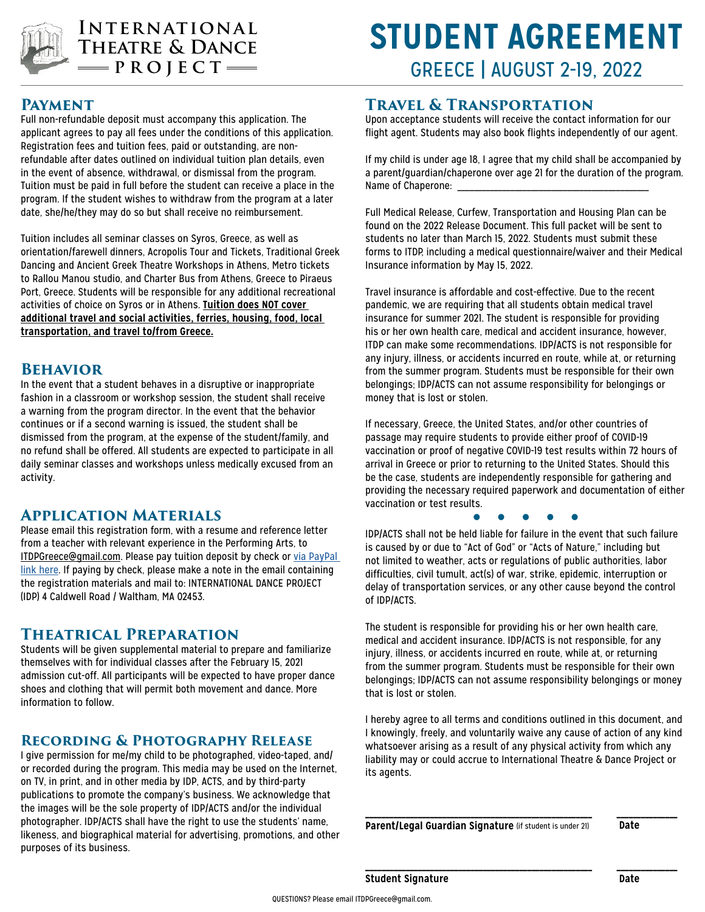# International Theatre & Dance Project

# STUDENT AGREEMENT

## GREECE | AUGUST 2-19, 2022

## Payment

Full non-refundable deposit must accompany this application. The applicant agrees to pay all fees under the conditions of this application. Registration fees and tuition fees, paid or outstanding, are non-refundable after dates outlined on individual tuition plan details, even in the event of absence, withdrawal, or dismissal from the program. Tuition must be paid in full before the student can receive a place in the program. If the student wishes to withdraw from the program at a later date, she/he/they may do so but shall receive no reimbursement.

Tuition includes all seminar classes on Syros, Greece, as well as orientation/farewell dinners, Acropolis Tour and Tickets, Traditional Greek Dancing and Ancient Greek Theatre Workshops in Athens, Metro tickets to Rallou Manou studio, and Charter Bus from Athens, Greece to Piraeus Port, Greece. Students will be responsible for any additional recreational activities of choice on Syros or in Athens. **Tuition does NOT cover additional travel and social activities, ferries, housing, food, local transportation, and travel to/from Greece.**

## Behavior

In the event that a student behaves in a disruptive or inappropriate fashion in a classroom or workshop session, the student shall receive a warning from the program director. In the event that the behavior continues or if a second warning is issued, the student shall be dismissed from the program, at the expense of the student/family, and no refund shall be offered. All students are expected to participate in all daily seminar classes and workshops unless medically excused from an activity.

## Application Materials

Please email this registration form, with a resume and reference letter from a teacher with relevant experience in the Performing Arts, to ITDPGreece@gmail.com. Please pay tuition deposit by check or via PayPal link here. If paying by check, please make a note in the email containing the registration materials and mail to: INTERNATIONAL DANCE PROJECT (IDP) 4 Caldwell Road / Waltham, MA 02453.

## Theatrical Preparation

Students will be given supplemental material to prepare and familiarize themselves with for individual classes after the February 15, 2021 admission cut-off. All participants will be expected to have proper dance shoes and clothing that will permit both movement and dance. More information to follow.

## Recording & Photography Release

I give permission for me/my child to be photographed, video-taped, and/or recorded during the program. This media may be used on the Internet, on TV, in print, and in other media by IDP, ACTS, and by third-party publications to promote the company's business. We acknowledge that the images will be the sole property of IDP/ACTS and/or the individual photographer. IDP/ACTS shall have the right to use the students' name, likeness, and biographical material for advertising, promotions, and other purposes of its business.

## Travel & Transportation

Upon acceptance students will receive the contact information for our flight agent. Students may also book flights independently of our agent.

If my child is under age 18, I agree that my child shall be accompanied by a parent/guardian/chaperone over age 21 for the duration of the program. Name of Chaperone: ______________________________

Full Medical Release, Curfew, Transportation and Housing Plan can be found on the 2022 Release Document. This full packet will be sent to students no later than March 15, 2022. Students must submit these forms to ITDP, including a medical questionnaire/waiver and their Medical Insurance information by May 15, 2022.

Travel insurance is affordable and cost-effective. Due to the recent pandemic, we are requiring that all students obtain medical travel insurance for summer 2021. The student is responsible for providing his or her own health care, medical and accident insurance, however, ITDP can make some recommendations. IDP/ACTS is not responsible for any injury, illness, or accidents incurred en route, while at, or returning from the summer program. Students must be responsible for their own belongings; IDP/ACTS can not assume responsibility for belongings or money that is lost or stolen.

If necessary, Greece, the United States, and/or other countries of passage may require students to provide either proof of COVID-19 vaccination or proof of negative COVID-19 test results within 72 hours of arrival in Greece or prior to returning to the United States. Should this be the case, students are independently responsible for gathering and providing the necessary required paperwork and documentation of either vaccination or test results.

• • • • •

IDP/ACTS shall not be held liable for failure in the event that such failure is caused by or due to "Act of God" or "Acts of Nature," including but not limited to weather, acts or regulations of public authorities, labor difficulties, civil tumult, act(s) of war, strike, epidemic, interruption or delay of transportation services, or any other cause beyond the control of IDP/ACTS.

The student is responsible for providing his or her own health care, medical and accident insurance. IDP/ACTS is not responsible, for any injury, illness, or accidents incurred en route, while at, or returning from the summer program. Students must be responsible for their own belongings; IDP/ACTS can not assume responsibility belongings or money that is lost or stolen.

I hereby agree to all terms and conditions outlined in this document, and I knowingly, freely, and voluntarily waive any cause of action of any kind whatsoever arising as a result of any physical activity from which any liability may or could accrue to International Theatre & Dance Project or its agents.

______________________________ __________

**Parent/Legal Guardian Signature** (if student is under 21) **Date**

______________________________ __________

**Student Signature** **Date**

QUESTIONS? Please email ITDPGreece@gmail.com.